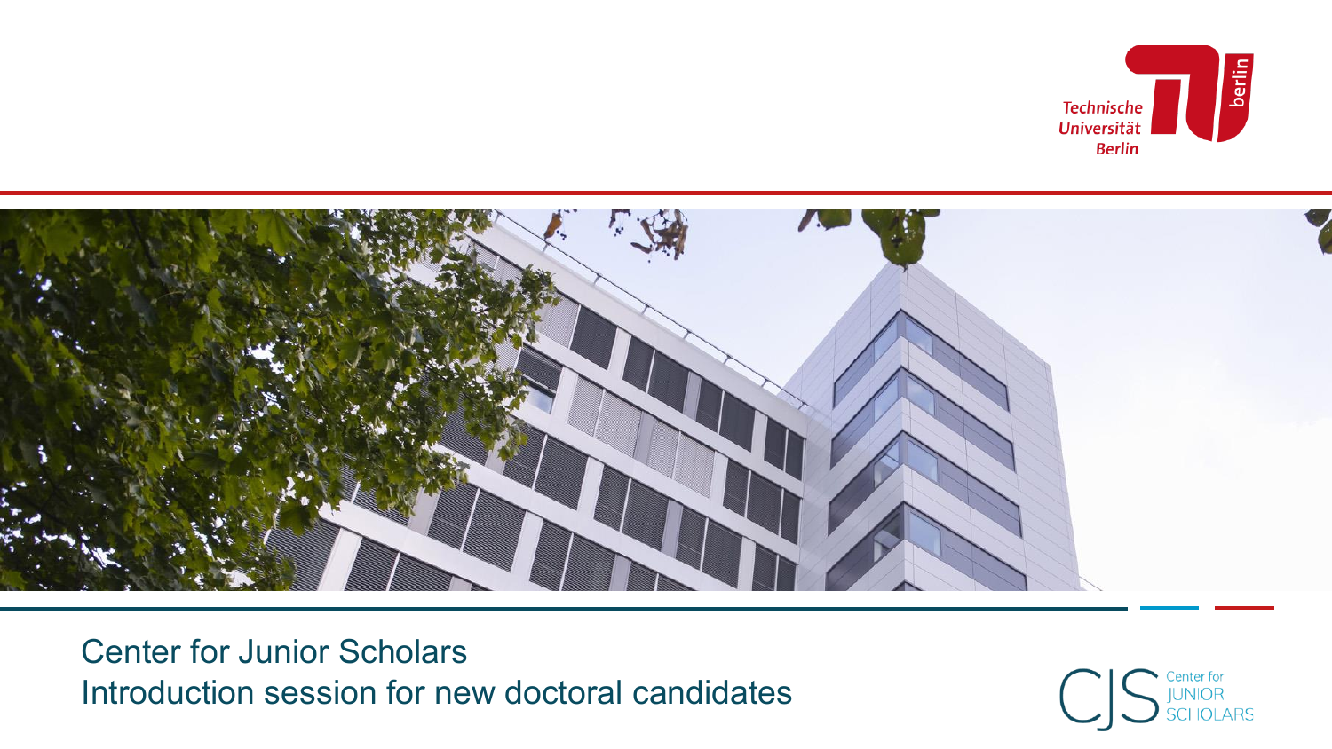# Center for Junior Scholars

## Introduction session for new doctoral candidates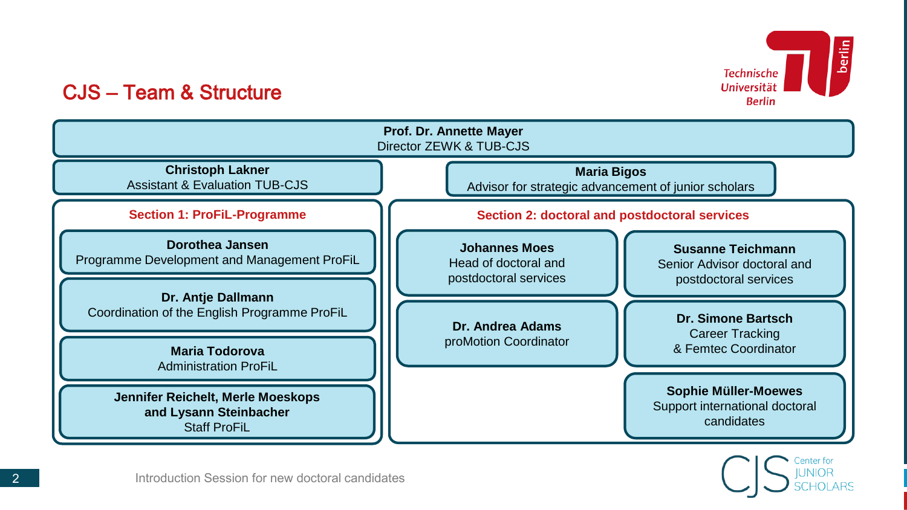# CJS – Team & Structure

**Prof. Dr. Annette Mayer**
Director ZEWK & TUB-CJS

**Christoph Lakner**
Assistant & Evaluation TUB-CJS

**Maria Bigos**
Advisor for strategic advancement of junior scholars

## Section 1: ProFiL-Programme

**Dorothea Jansen**
Programme Development and Management ProFiL

**Dr. Antje Dallmann**
Coordination of the English Programme ProFiL

**Maria Todorova**
Administration ProFiL

**Jennifer Reichelt, Merle Moeskops and Lysann Steinbacher**
Staff ProFiL

## Section 2: doctoral and postdoctoral services

**Johannes Moes**
Head of doctoral and postdoctoral services

**Susanne Teichmann**
Senior Advisor doctoral and postdoctoral services

**Dr. Andrea Adams**
proMotion Coordinator

**Dr. Simone Bartsch**
Career Tracking & Femtec Coordinator

**Sophie Müller-Moewes**
Support international doctoral candidates

Introduction Session for new doctoral candidates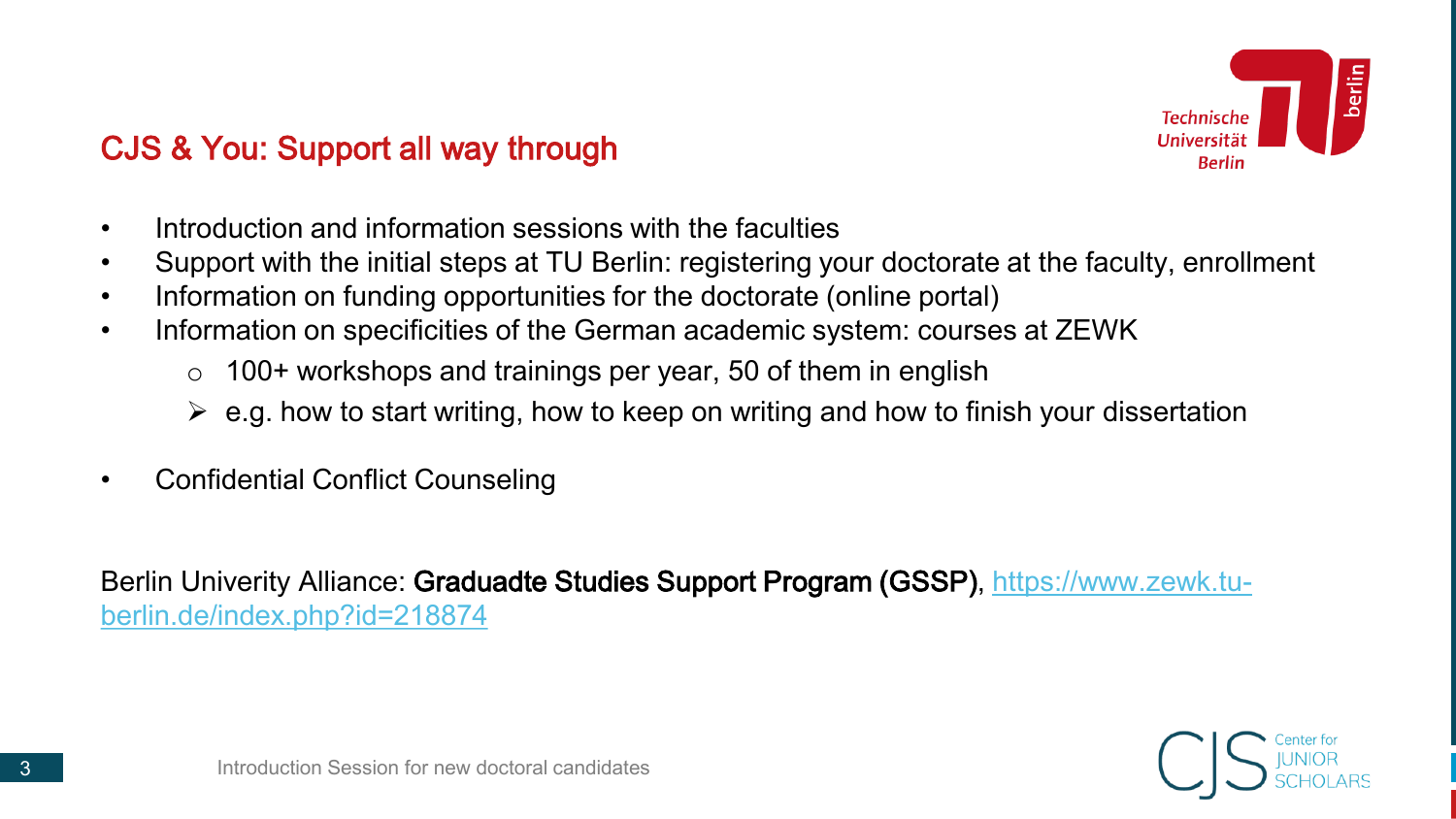## CJS & You: Support all way through

- Introduction and information sessions with the faculties
- Support with the initial steps at TU Berlin: registering your doctorate at the faculty, enrollment
- Information on funding opportunities for the doctorate (online portal)
- Information on specificities of the German academic system: courses at ZEWK
  - 100+ workshops and trainings per year, 50 of them in english
  - e.g. how to start writing, how to keep on writing and how to finish your dissertation

- Confidential Conflict Counseling

Berlin Univerity Alliance: **Graduadte Studies Support Program (GSSP)**, [https://www.zewk.tu-berlin.de/index.php?id=218874](https://www.zewk.tu-berlin.de/index.php?id=218874)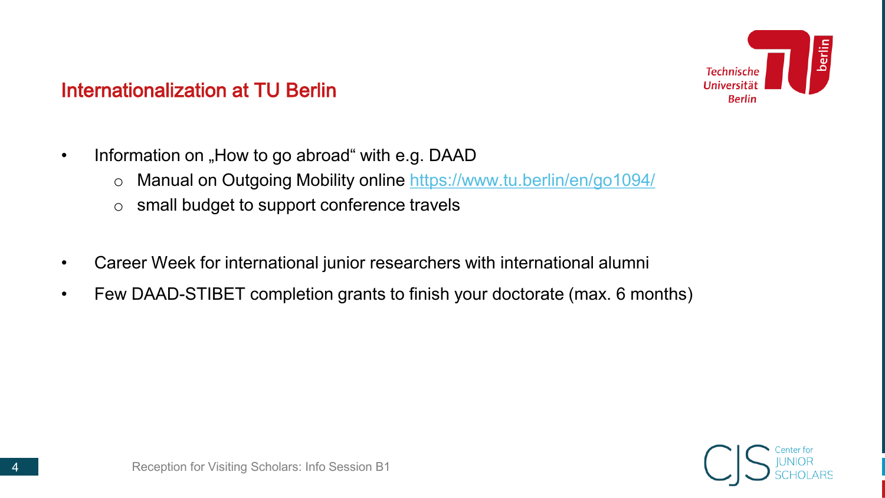## Internationalization at TU Berlin

- Information on „How to go abroad" with e.g. DAAD
  - Manual on Outgoing Mobility online https://www.tu.berlin/en/go1094/
  - small budget to support conference travels

- Career Week for international junior researchers with international alumni
- Few DAAD-STIBET completion grants to finish your doctorate (max. 6 months)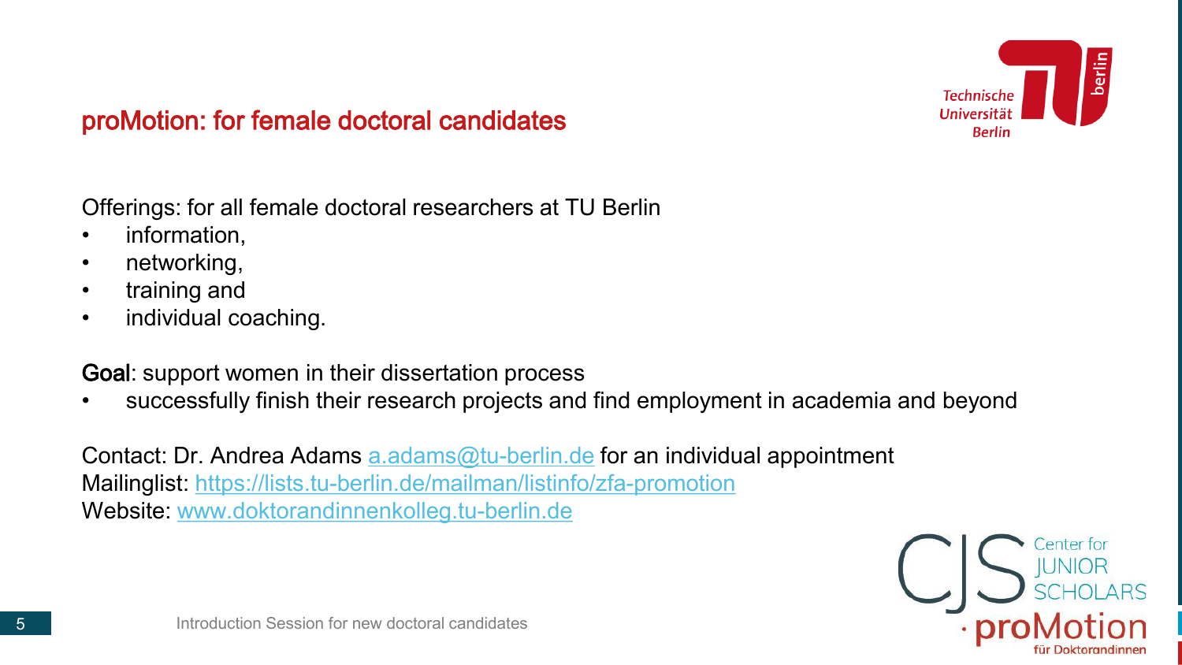## proMotion: for female doctoral candidates

Offerings: for all female doctoral researchers at TU Berlin

- information,
- networking,
- training and
- individual coaching.

**Goal**: support women in their dissertation process

- successfully finish their research projects and find employment in academia and beyond

Contact: Dr. Andrea Adams a.adams@tu-berlin.de for an individual appointment
Mailinglist: https://lists.tu-berlin.de/mailman/listinfo/zfa-promotion
Website: www.doktorandinnenkolleg.tu-berlin.de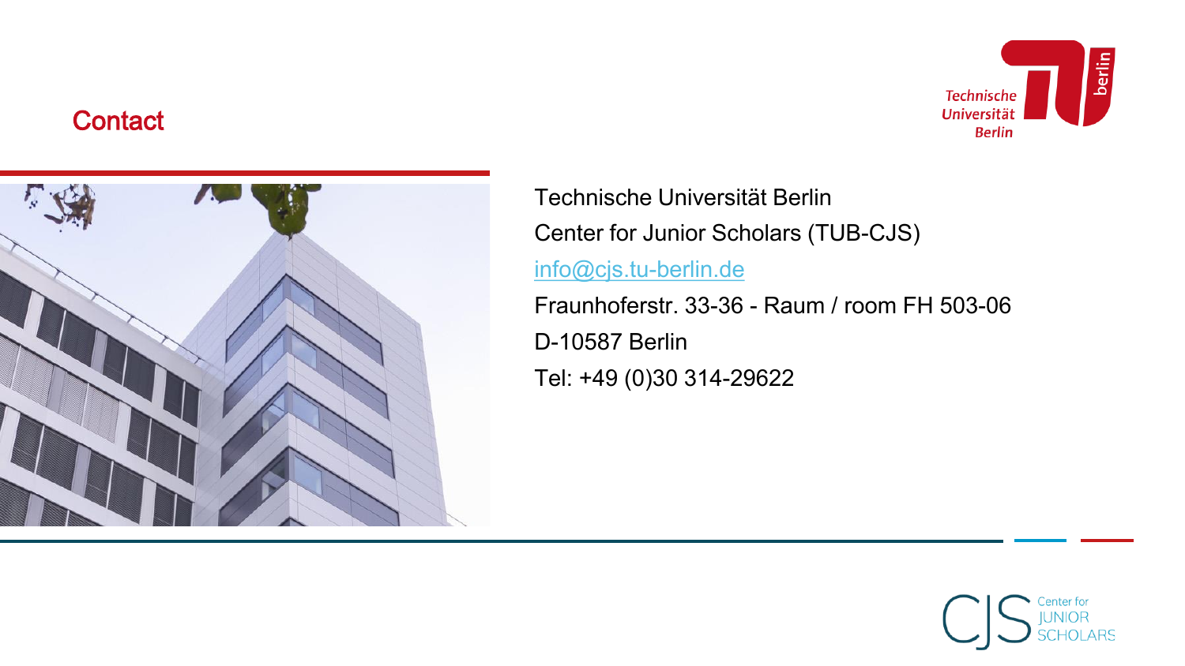## Contact

Technische Universität Berlin

Center for Junior Scholars (TUB-CJS)

info@cjs.tu-berlin.de

Fraunhoferstr. 33-36 - Raum / room FH 503-06

D-10587 Berlin

Tel: +49 (0)30 314-29622